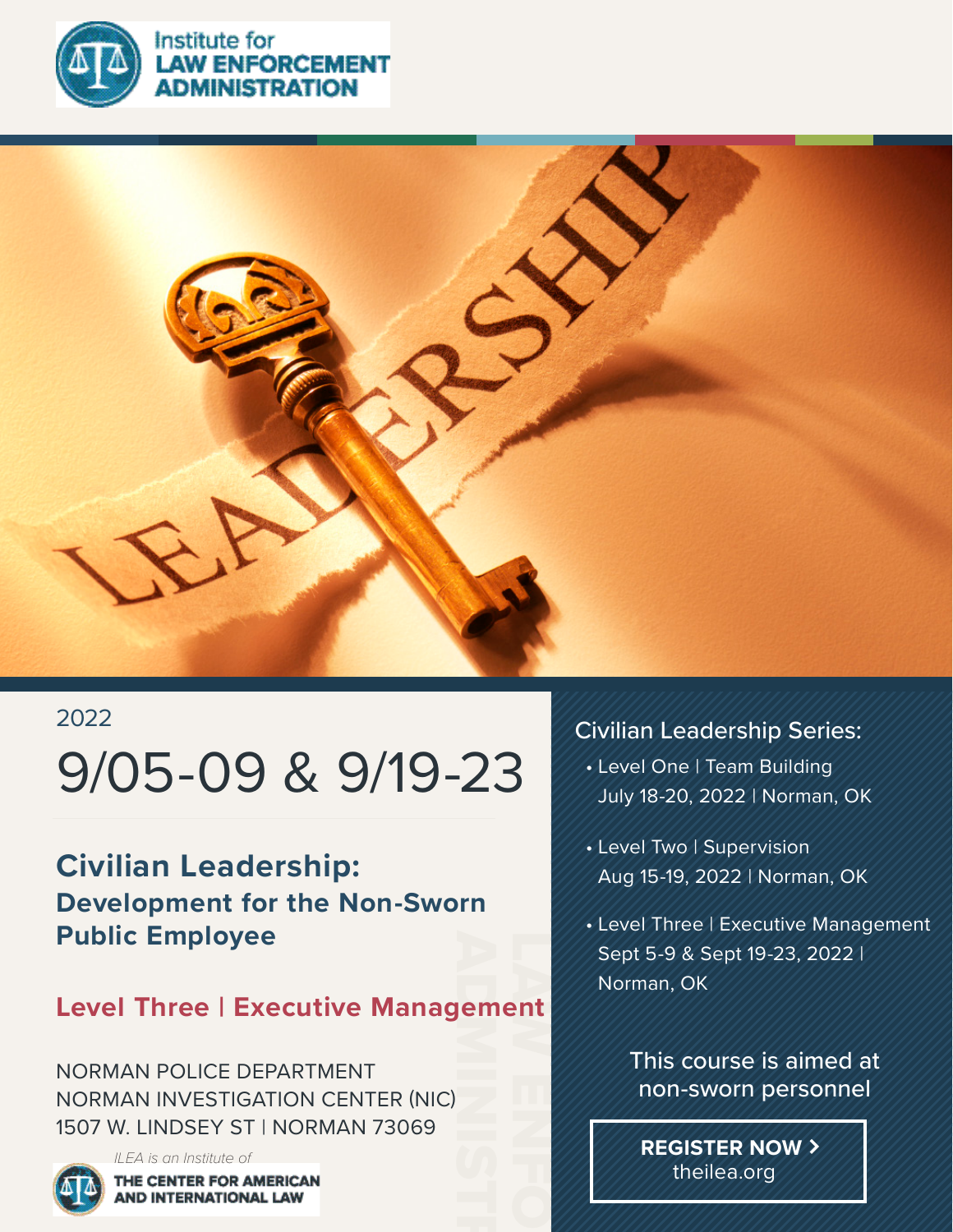Institute for **LAW ENFORCEMENT ADMINISTRATION**

2022

# 9/05-09 & 9/19-23

## Civilian Leadership:
### Development for the Non-Sworn Public Employee

### Level Three | Executive Management

NORMAN POLICE DEPARTMENT
NORMAN INVESTIGATION CENTER (NIC)
1507 W. LINDSEY ST | NORMAN 73069

*ILEA is an Institute of*
**THE CENTER FOR AMERICAN AND INTERNATIONAL LAW**

Civilian Leadership Series:

- Level One | Team Building
  July 18-20, 2022 | Norman, OK
- Level Two | Supervision
  Aug 15-19, 2022 | Norman, OK
- Level Three | Executive Management
  Sept 5-9 & Sept 19-23, 2022 | Norman, OK

This course is aimed at non-sworn personnel

**REGISTER NOW >**
theilea.org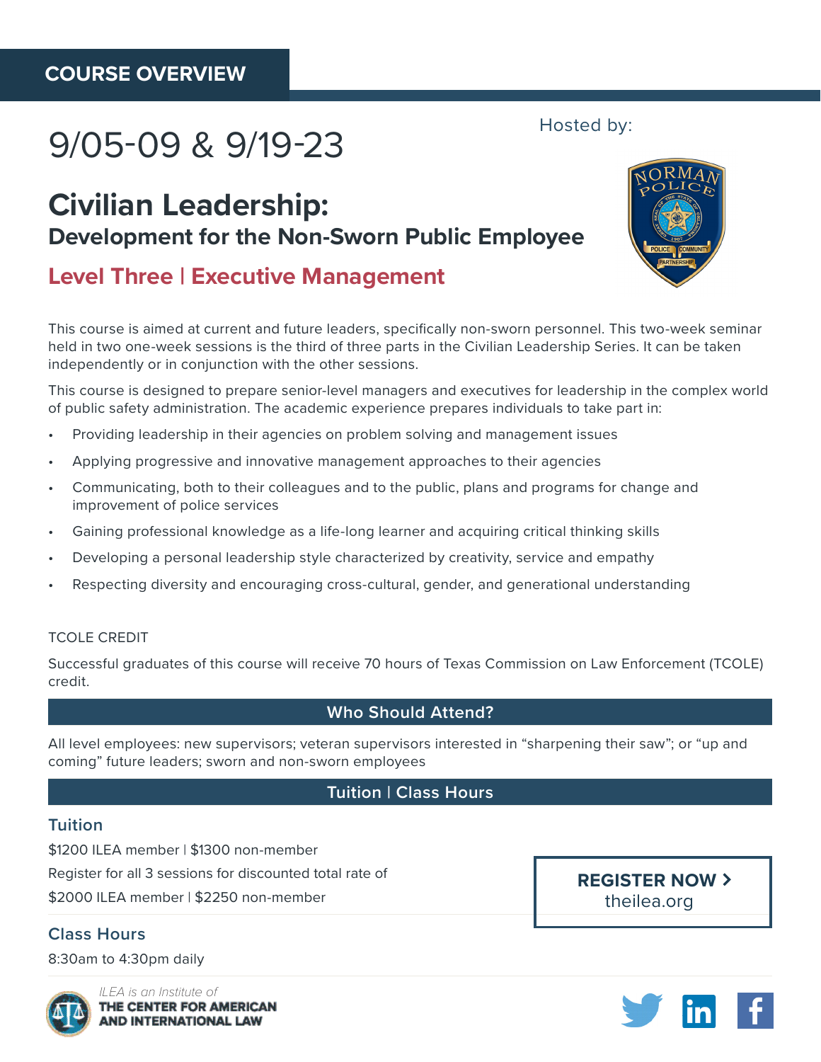## COURSE OVERVIEW

# 9/05-09 & 9/19-23

Hosted by:

# Civilian Leadership:

### Development for the Non-Sworn Public Employee

## Level Three | Executive Management

This course is aimed at current and future leaders, specifically non-sworn personnel. This two-week seminar held in two one-week sessions is the third of three parts in the Civilian Leadership Series. It can be taken independently or in conjunction with the other sessions.

This course is designed to prepare senior-level managers and executives for leadership in the complex world of public safety administration. The academic experience prepares individuals to take part in:

- Providing leadership in their agencies on problem solving and management issues
- Applying progressive and innovative management approaches to their agencies
- Communicating, both to their colleagues and to the public, plans and programs for change and improvement of police services
- Gaining professional knowledge as a life-long learner and acquiring critical thinking skills
- Developing a personal leadership style characterized by creativity, service and empathy
- Respecting diversity and encouraging cross-cultural, gender, and generational understanding

TCOLE CREDIT

Successful graduates of this course will receive 70 hours of Texas Commission on Law Enforcement (TCOLE) credit.

## Who Should Attend?

All level employees: new supervisors; veteran supervisors interested in "sharpening their saw"; or "up and coming" future leaders; sworn and non-sworn employees

## Tuition | Class Hours

### Tuition

$1200 ILEA member | $1300 non-member

Register for all 3 sessions for discounted total rate of

$2000 ILEA member | $2250 non-member

**REGISTER NOW >**
theilea.org

### Class Hours

8:30am to 4:30pm daily

*ILEA is an Institute of*
**THE CENTER FOR AMERICAN AND INTERNATIONAL LAW**